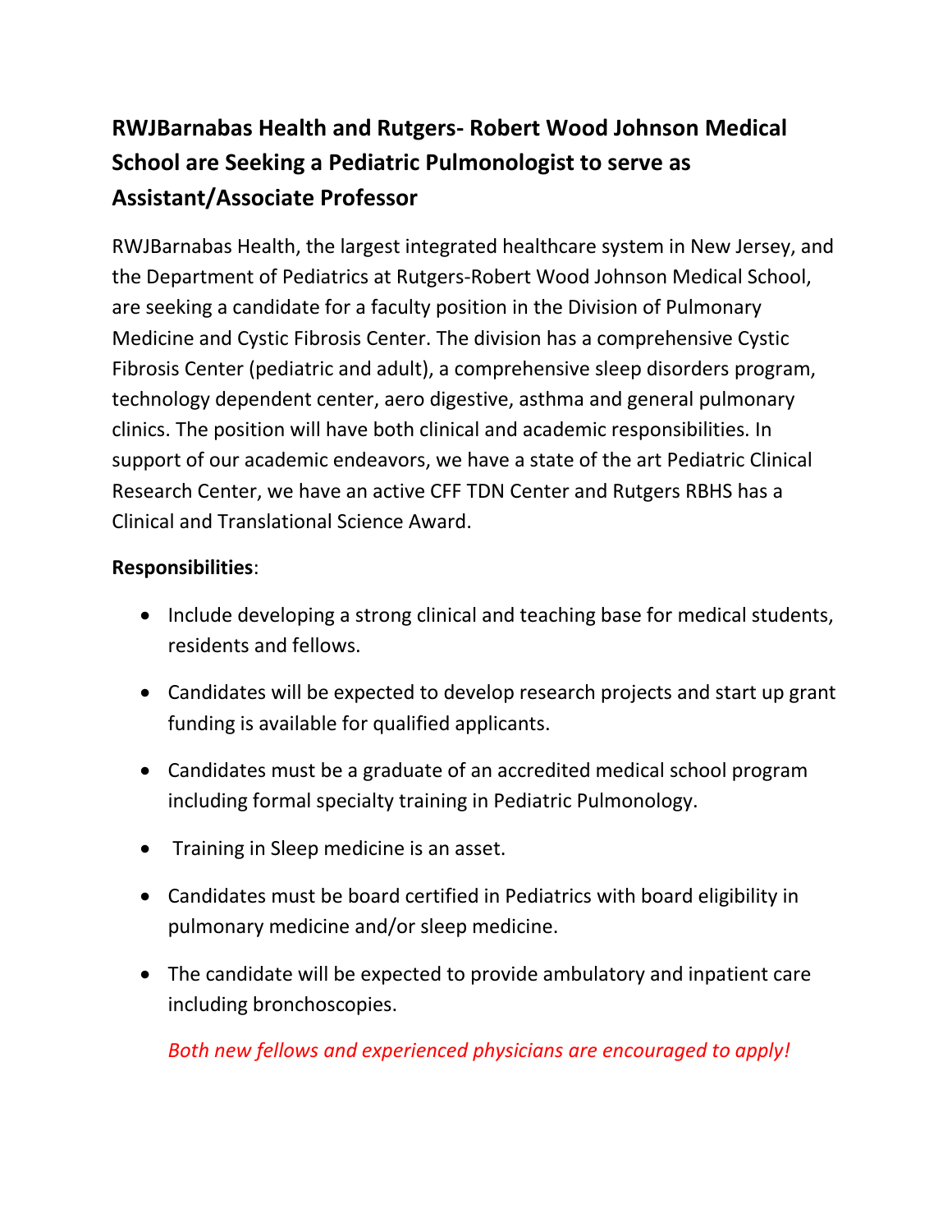## RWJBarnabas Health and Rutgers- Robert Wood Johnson Medical School are Seeking a Pediatric Pulmonologist to serve as Assistant/Associate Professor

RWJBarnabas Health, the largest integrated healthcare system in New Jersey, and the Department of Pediatrics at Rutgers-Robert Wood Johnson Medical School, are seeking a candidate for a faculty position in the Division of Pulmonary Medicine and Cystic Fibrosis Center. The division has a comprehensive Cystic Fibrosis Center (pediatric and adult), a comprehensive sleep disorders program, technology dependent center, aero digestive, asthma and general pulmonary clinics. The position will have both clinical and academic responsibilities. In support of our academic endeavors, we have a state of the art Pediatric Clinical Research Center, we have an active CFF TDN Center and Rutgers RBHS has a Clinical and Translational Science Award.

**Responsibilities**:

- Include developing a strong clinical and teaching base for medical students, residents and fellows.
- Candidates will be expected to develop research projects and start up grant funding is available for qualified applicants.
- Candidates must be a graduate of an accredited medical school program including formal specialty training in Pediatric Pulmonology.
- Training in Sleep medicine is an asset.
- Candidates must be board certified in Pediatrics with board eligibility in pulmonary medicine and/or sleep medicine.
- The candidate will be expected to provide ambulatory and inpatient care including bronchoscopies.

*Both new fellows and experienced physicians are encouraged to apply!*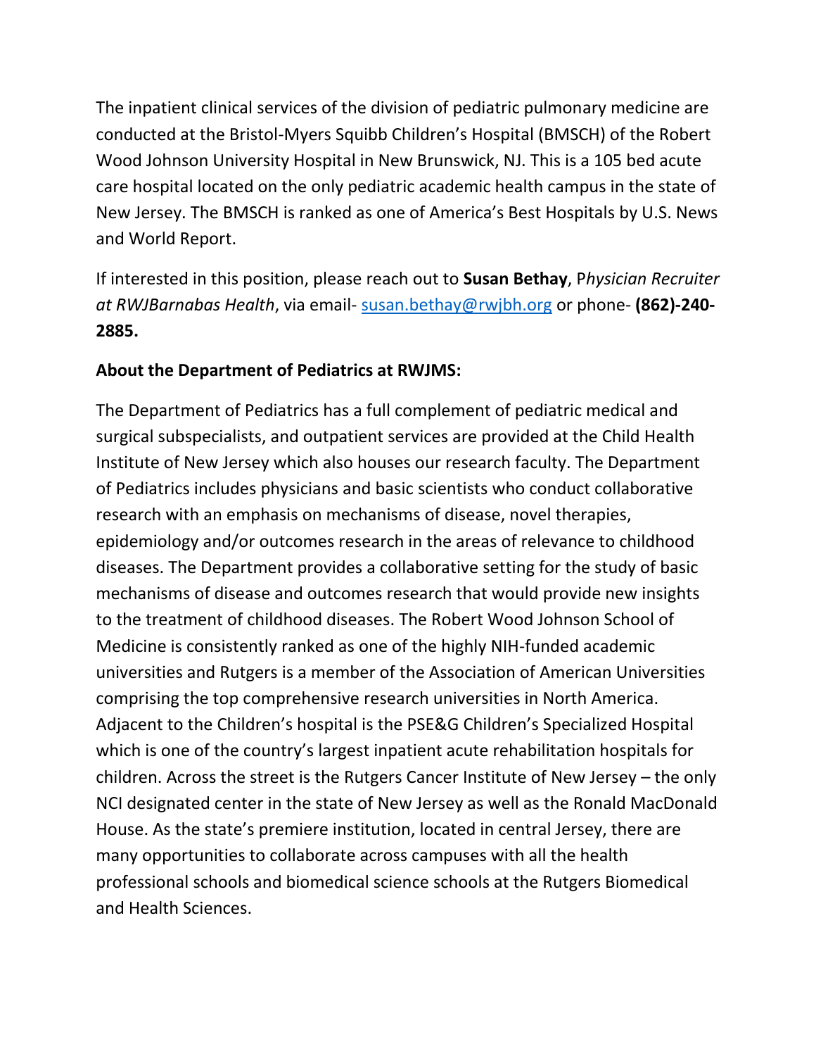The inpatient clinical services of the division of pediatric pulmonary medicine are conducted at the Bristol-Myers Squibb Children's Hospital (BMSCH) of the Robert Wood Johnson University Hospital in New Brunswick, NJ. This is a 105 bed acute care hospital located on the only pediatric academic health campus in the state of New Jersey. The BMSCH is ranked as one of America's Best Hospitals by U.S. News and World Report.

If interested in this position, please reach out to **Susan Bethay**, P*hysician Recruiter at RWJBarnabas Health*, via email- susan.bethay@rwjbh.org or phone- **(862)-240-2885.**

**About the Department of Pediatrics at RWJMS:**

The Department of Pediatrics has a full complement of pediatric medical and surgical subspecialists, and outpatient services are provided at the Child Health Institute of New Jersey which also houses our research faculty. The Department of Pediatrics includes physicians and basic scientists who conduct collaborative research with an emphasis on mechanisms of disease, novel therapies, epidemiology and/or outcomes research in the areas of relevance to childhood diseases. The Department provides a collaborative setting for the study of basic mechanisms of disease and outcomes research that would provide new insights to the treatment of childhood diseases. The Robert Wood Johnson School of Medicine is consistently ranked as one of the highly NIH-funded academic universities and Rutgers is a member of the Association of American Universities comprising the top comprehensive research universities in North America. Adjacent to the Children's hospital is the PSE&G Children's Specialized Hospital which is one of the country's largest inpatient acute rehabilitation hospitals for children. Across the street is the Rutgers Cancer Institute of New Jersey – the only NCI designated center in the state of New Jersey as well as the Ronald MacDonald House. As the state's premiere institution, located in central Jersey, there are many opportunities to collaborate across campuses with all the health professional schools and biomedical science schools at the Rutgers Biomedical and Health Sciences.